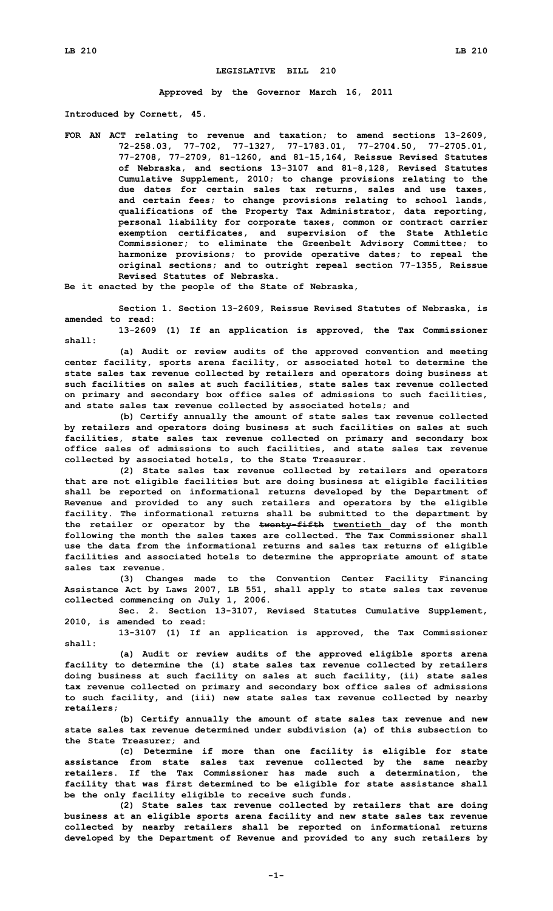# LEGISLATIVE BILL 210

**Approved by the Governor March 16, 2011**

**Introduced by Cornett, 45.**

**FOR AN ACT relating to revenue and taxation; to amend sections 13-2609, 72-258.03, 77-702, 77-1327, 77-1783.01, 77-2704.50, 77-2705.01, 77-2708, 77-2709, 81-1260, and 81-15,164, Reissue Revised Statutes of Nebraska, and sections 13-3107 and 81-8,128, Revised Statutes Cumulative Supplement, 2010; to change provisions relating to the due dates for certain sales tax returns, sales and use taxes, and certain fees; to change provisions relating to school lands, qualifications of the Property Tax Administrator, data reporting, personal liability for corporate taxes, common or contract carrier exemption certificates, and supervision of the State Athletic Commissioner; to eliminate the Greenbelt Advisory Committee; to harmonize provisions; to provide operative dates; to repeal the original sections; and to outright repeal section 77-1355, Reissue Revised Statutes of Nebraska.**

**Be it enacted by the people of the State of Nebraska,**

**Section 1. Section 13-2609, Reissue Revised Statutes of Nebraska, is amended to read:**

**13-2609 (1) If an application is approved, the Tax Commissioner shall:**

**(a) Audit or review audits of the approved convention and meeting center facility, sports arena facility, or associated hotel to determine the state sales tax revenue collected by retailers and operators doing business at such facilities on sales at such facilities, state sales tax revenue collected on primary and secondary box office sales of admissions to such facilities, and state sales tax revenue collected by associated hotels; and**

**(b) Certify annually the amount of state sales tax revenue collected by retailers and operators doing business at such facilities on sales at such facilities, state sales tax revenue collected on primary and secondary box office sales of admissions to such facilities, and state sales tax revenue collected by associated hotels, to the State Treasurer.**

**(2) State sales tax revenue collected by retailers and operators that are not eligible facilities but are doing business at eligible facilities shall be reported on informational returns developed by the Department of Revenue and provided to any such retailers and operators by the eligible facility. The informational returns shall be submitted to the department by the retailer or operator by the ~~twenty-fifth~~ twentieth day of the month following the month the sales taxes are collected. The Tax Commissioner shall use the data from the informational returns and sales tax returns of eligible facilities and associated hotels to determine the appropriate amount of state sales tax revenue.**

**(3) Changes made to the Convention Center Facility Financing Assistance Act by Laws 2007, LB 551, shall apply to state sales tax revenue collected commencing on July 1, 2006.**

**Sec. 2. Section 13-3107, Revised Statutes Cumulative Supplement, 2010, is amended to read:**

**13-3107 (1) If an application is approved, the Tax Commissioner shall:**

**(a) Audit or review audits of the approved eligible sports arena facility to determine the (i) state sales tax revenue collected by retailers doing business at such facility on sales at such facility, (ii) state sales tax revenue collected on primary and secondary box office sales of admissions to such facility, and (iii) new state sales tax revenue collected by nearby retailers;**

**(b) Certify annually the amount of state sales tax revenue and new state sales tax revenue determined under subdivision (a) of this subsection to the State Treasurer; and**

**(c) Determine if more than one facility is eligible for state assistance from state sales tax revenue collected by the same nearby retailers. If the Tax Commissioner has made such a determination, the facility that was first determined to be eligible for state assistance shall be the only facility eligible to receive such funds.**

**(2) State sales tax revenue collected by retailers that are doing business at an eligible sports arena facility and new state sales tax revenue collected by nearby retailers shall be reported on informational returns developed by the Department of Revenue and provided to any such retailers by**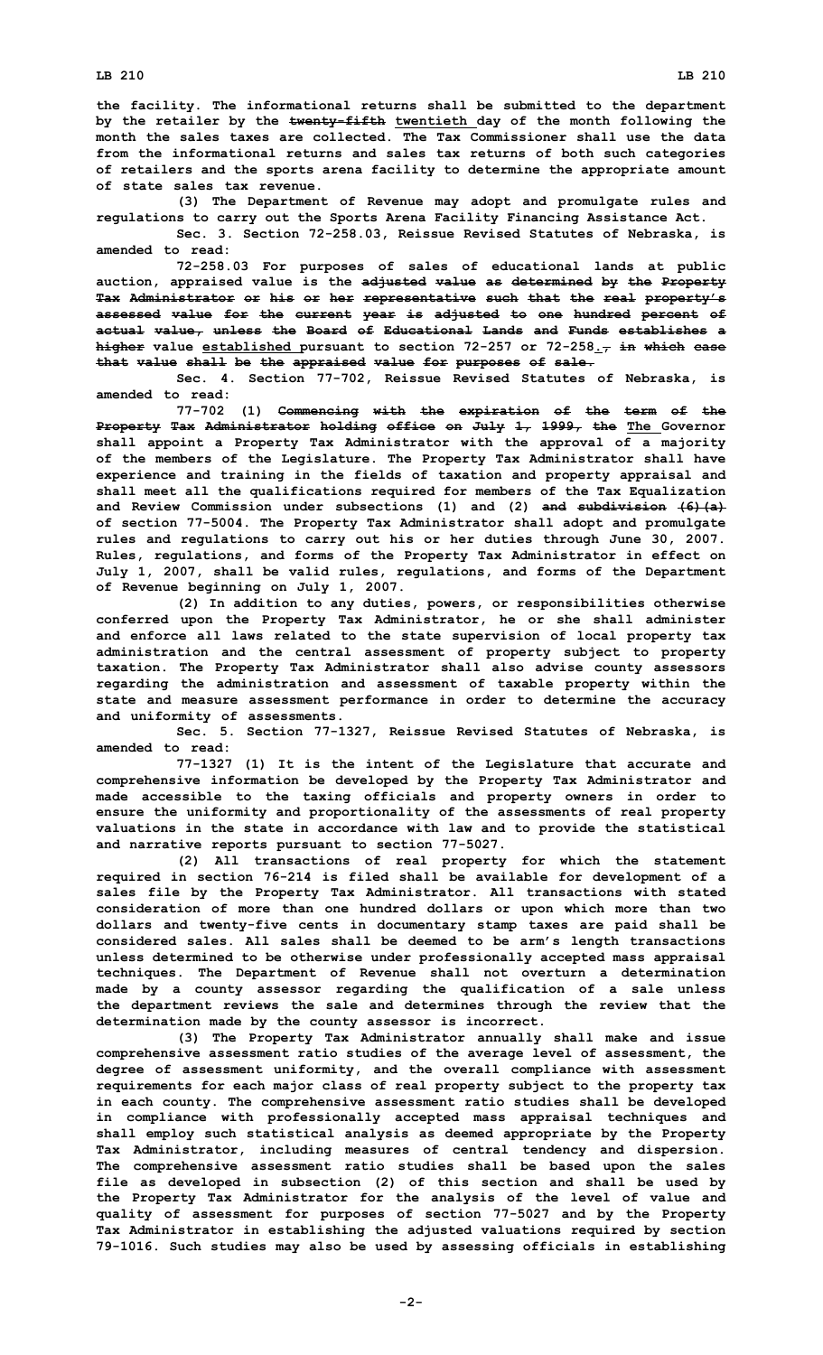**the facility. The informational returns shall be submitted to the department by the retailer by the ~~twenty-fifth~~ twentieth day of the month following the month the sales taxes are collected. The Tax Commissioner shall use the data from the informational returns and sales tax returns of both such categories of retailers and the sports arena facility to determine the appropriate amount of state sales tax revenue.**

**(3) The Department of Revenue may adopt and promulgate rules and regulations to carry out the Sports Arena Facility Financing Assistance Act.**

**Sec. 3. Section 72-258.03, Reissue Revised Statutes of Nebraska, is amended to read:**

**72-258.03 For purposes of sales of educational lands at public auction, appraised value is the ~~adjusted value as determined by the Property Tax Administrator or his or her representative such that the real property's assessed value for the current year is adjusted to one hundred percent of actual value, unless the Board of Educational Lands and Funds establishes a higher~~ value established pursuant to section 72-257 or 72-258.~~, in which case that value shall be the appraised value for purposes of sale.~~**

**Sec. 4. Section 77-702, Reissue Revised Statutes of Nebraska, is amended to read:**

**77-702 (1) ~~Commencing with the expiration of the term of the Property Tax Administrator holding office on July 1, 1999, the~~ The Governor shall appoint a Property Tax Administrator with the approval of a majority of the members of the Legislature. The Property Tax Administrator shall have experience and training in the fields of taxation and property appraisal and shall meet all the qualifications required for members of the Tax Equalization and Review Commission under subsections (1) and (2) ~~and subdivision (6)(a)~~ of section 77-5004. The Property Tax Administrator shall adopt and promulgate rules and regulations to carry out his or her duties through June 30, 2007. Rules, regulations, and forms of the Property Tax Administrator in effect on July 1, 2007, shall be valid rules, regulations, and forms of the Department of Revenue beginning on July 1, 2007.**

**(2) In addition to any duties, powers, or responsibilities otherwise conferred upon the Property Tax Administrator, he or she shall administer and enforce all laws related to the state supervision of local property tax administration and the central assessment of property subject to property taxation. The Property Tax Administrator shall also advise county assessors regarding the administration and assessment of taxable property within the state and measure assessment performance in order to determine the accuracy and uniformity of assessments.**

**Sec. 5. Section 77-1327, Reissue Revised Statutes of Nebraska, is amended to read:**

**77-1327 (1) It is the intent of the Legislature that accurate and comprehensive information be developed by the Property Tax Administrator and made accessible to the taxing officials and property owners in order to ensure the uniformity and proportionality of the assessments of real property valuations in the state in accordance with law and to provide the statistical and narrative reports pursuant to section 77-5027.**

**(2) All transactions of real property for which the statement required in section 76-214 is filed shall be available for development of a sales file by the Property Tax Administrator. All transactions with stated consideration of more than one hundred dollars or upon which more than two dollars and twenty-five cents in documentary stamp taxes are paid shall be considered sales. All sales shall be deemed to be arm's length transactions unless determined to be otherwise under professionally accepted mass appraisal techniques. The Department of Revenue shall not overturn a determination made by a county assessor regarding the qualification of a sale unless the department reviews the sale and determines through the review that the determination made by the county assessor is incorrect.**

**(3) The Property Tax Administrator annually shall make and issue comprehensive assessment ratio studies of the average level of assessment, the degree of assessment uniformity, and the overall compliance with assessment requirements for each major class of real property subject to the property tax in each county. The comprehensive assessment ratio studies shall be developed in compliance with professionally accepted mass appraisal techniques and shall employ such statistical analysis as deemed appropriate by the Property Tax Administrator, including measures of central tendency and dispersion. The comprehensive assessment ratio studies shall be based upon the sales file as developed in subsection (2) of this section and shall be used by the Property Tax Administrator for the analysis of the level of value and quality of assessment for purposes of section 77-5027 and by the Property Tax Administrator in establishing the adjusted valuations required by section 79-1016. Such studies may also be used by assessing officials in establishing**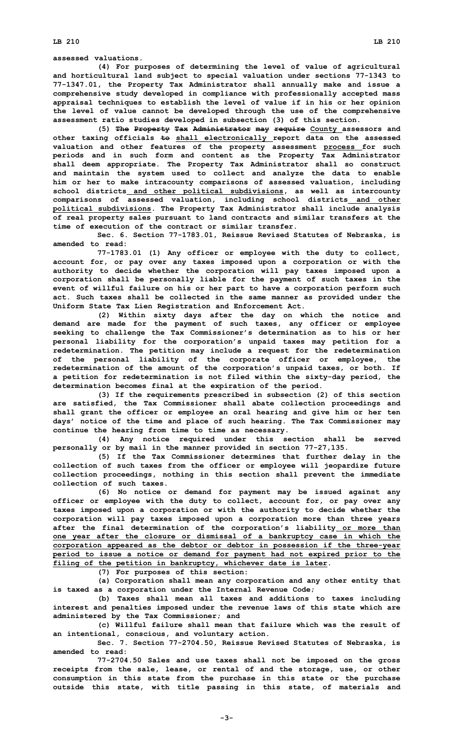assessed valuations.

(4) For purposes of determining the level of value of agricultural and horticultural land subject to special valuation under sections 77-1343 to 77-1347.01, the Property Tax Administrator shall annually make and issue a comprehensive study developed in compliance with professionally accepted mass appraisal techniques to establish the level of value if in his or her opinion the level of value cannot be developed through the use of the comprehensive assessment ratio studies developed in subsection (3) of this section.

(5) ~~The Property Tax Administrator may require~~ County assessors and other taxing officials ~~to~~ shall electronically report data on the assessed valuation and other features of the property assessment process for such periods and in such form and content as the Property Tax Administrator shall deem appropriate. The Property Tax Administrator shall so construct and maintain the system used to collect and analyze the data to enable him or her to make intracounty comparisons of assessed valuation, including school districts and other political subdivisions, as well as intercounty comparisons of assessed valuation, including school districts and other political subdivisions. The Property Tax Administrator shall include analysis of real property sales pursuant to land contracts and similar transfers at the time of execution of the contract or similar transfer.

Sec. 6. Section 77-1783.01, Reissue Revised Statutes of Nebraska, is amended to read:

77-1783.01 (1) Any officer or employee with the duty to collect, account for, or pay over any taxes imposed upon a corporation or with the authority to decide whether the corporation will pay taxes imposed upon a corporation shall be personally liable for the payment of such taxes in the event of willful failure on his or her part to have a corporation perform such act. Such taxes shall be collected in the same manner as provided under the Uniform State Tax Lien Registration and Enforcement Act.

(2) Within sixty days after the day on which the notice and demand are made for the payment of such taxes, any officer or employee seeking to challenge the Tax Commissioner's determination as to his or her personal liability for the corporation's unpaid taxes may petition for a redetermination. The petition may include a request for the redetermination of the personal liability of the corporate officer or employee, the redetermination of the amount of the corporation's unpaid taxes, or both. If a petition for redetermination is not filed within the sixty-day period, the determination becomes final at the expiration of the period.

(3) If the requirements prescribed in subsection (2) of this section are satisfied, the Tax Commissioner shall abate collection proceedings and shall grant the officer or employee an oral hearing and give him or her ten days' notice of the time and place of such hearing. The Tax Commissioner may continue the hearing from time to time as necessary.

(4) Any notice required under this section shall be served personally or by mail in the manner provided in section 77-27,135.

(5) If the Tax Commissioner determines that further delay in the collection of such taxes from the officer or employee will jeopardize future collection proceedings, nothing in this section shall prevent the immediate collection of such taxes.

(6) No notice or demand for payment may be issued against any officer or employee with the duty to collect, account for, or pay over any taxes imposed upon a corporation or with the authority to decide whether the corporation will pay taxes imposed upon a corporation more than three years after the final determination of the corporation's liability or more than one year after the closure or dismissal of a bankruptcy case in which the corporation appeared as the debtor or debtor in possession if the three-year period to issue a notice or demand for payment had not expired prior to the filing of the petition in bankruptcy, whichever date is later.

(7) For purposes of this section:

(a) Corporation shall mean any corporation and any other entity that is taxed as a corporation under the Internal Revenue Code;

(b) Taxes shall mean all taxes and additions to taxes including interest and penalties imposed under the revenue laws of this state which are administered by the Tax Commissioner; and

(c) Willful failure shall mean that failure which was the result of an intentional, conscious, and voluntary action.

Sec. 7. Section 77-2704.50, Reissue Revised Statutes of Nebraska, is amended to read:

77-2704.50 Sales and use taxes shall not be imposed on the gross receipts from the sale, lease, or rental of and the storage, use, or other consumption in this state from the purchase in this state or the purchase outside this state, with title passing in this state, of materials and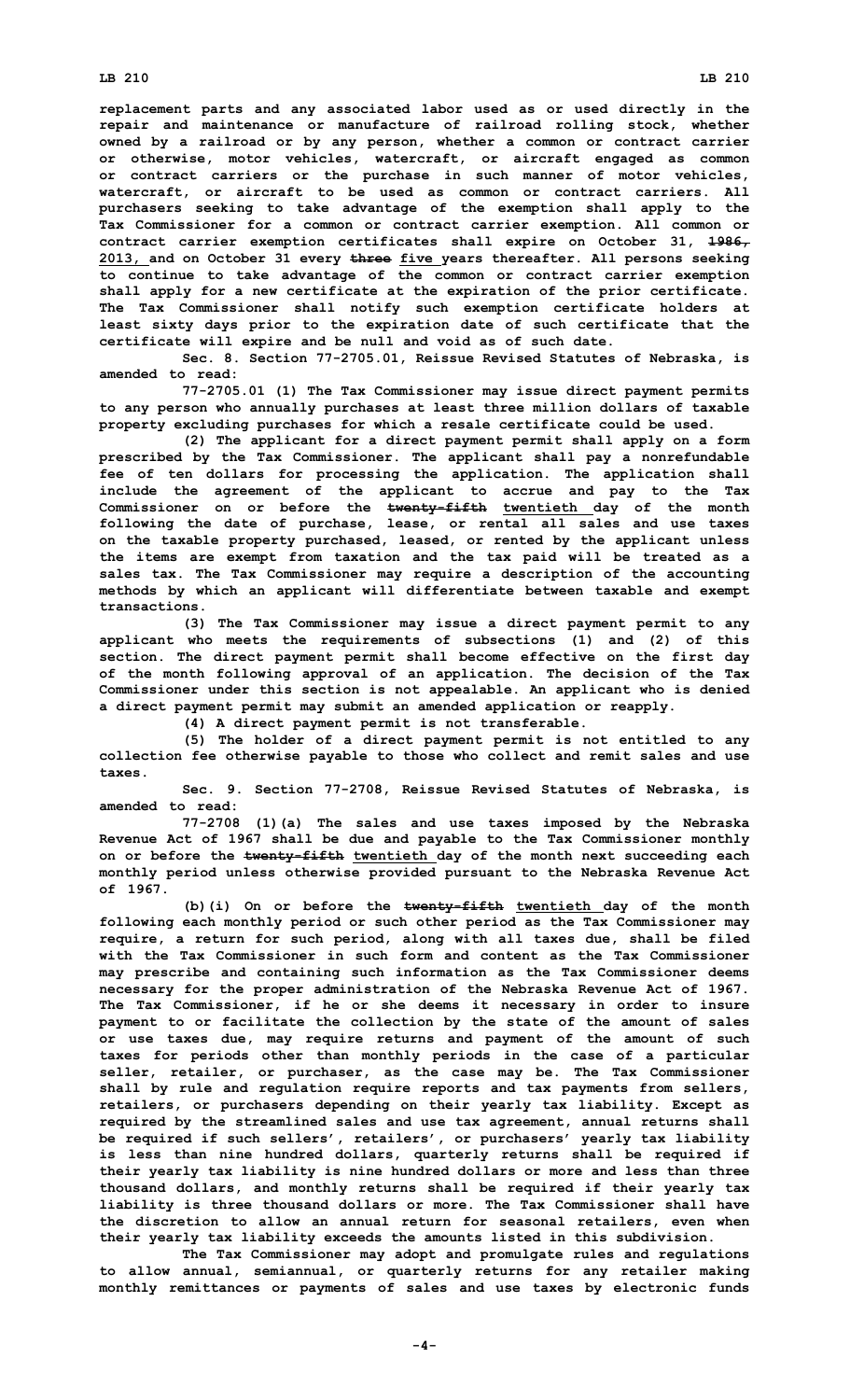**replacement parts and any associated labor used as or used directly in the repair and maintenance or manufacture of railroad rolling stock, whether owned by a railroad or by any person, whether a common or contract carrier or otherwise, motor vehicles, watercraft, or aircraft engaged as common or contract carriers or the purchase in such manner of motor vehicles, watercraft, or aircraft to be used as common or contract carriers. All purchasers seeking to take advantage of the exemption shall apply to the Tax Commissioner for a common or contract carrier exemption. All common or contract carrier exemption certificates shall expire on October 31, ~~1986,~~ 2013, and on October 31 every ~~three~~ five years thereafter. All persons seeking to continue to take advantage of the common or contract carrier exemption shall apply for a new certificate at the expiration of the prior certificate. The Tax Commissioner shall notify such exemption certificate holders at least sixty days prior to the expiration date of such certificate that the certificate will expire and be null and void as of such date.**

**Sec. 8. Section 77-2705.01, Reissue Revised Statutes of Nebraska, is amended to read:**

**77-2705.01 (1) The Tax Commissioner may issue direct payment permits to any person who annually purchases at least three million dollars of taxable property excluding purchases for which a resale certificate could be used.**

**(2) The applicant for a direct payment permit shall apply on a form prescribed by the Tax Commissioner. The applicant shall pay a nonrefundable fee of ten dollars for processing the application. The application shall include the agreement of the applicant to accrue and pay to the Tax Commissioner on or before the ~~twenty-fifth~~ twentieth day of the month following the date of purchase, lease, or rental all sales and use taxes on the taxable property purchased, leased, or rented by the applicant unless the items are exempt from taxation and the tax paid will be treated as a sales tax. The Tax Commissioner may require a description of the accounting methods by which an applicant will differentiate between taxable and exempt transactions.**

**(3) The Tax Commissioner may issue a direct payment permit to any applicant who meets the requirements of subsections (1) and (2) of this section. The direct payment permit shall become effective on the first day of the month following approval of an application. The decision of the Tax Commissioner under this section is not appealable. An applicant who is denied a direct payment permit may submit an amended application or reapply.**

**(4) A direct payment permit is not transferable.**

**(5) The holder of a direct payment permit is not entitled to any collection fee otherwise payable to those who collect and remit sales and use taxes.**

**Sec. 9. Section 77-2708, Reissue Revised Statutes of Nebraska, is amended to read:**

**77-2708 (1)(a) The sales and use taxes imposed by the Nebraska Revenue Act of 1967 shall be due and payable to the Tax Commissioner monthly on or before the ~~twenty-fifth~~ twentieth day of the month next succeeding each monthly period unless otherwise provided pursuant to the Nebraska Revenue Act of 1967.**

**(b)(i) On or before the ~~twenty-fifth~~ twentieth day of the month following each monthly period or such other period as the Tax Commissioner may require, a return for such period, along with all taxes due, shall be filed with the Tax Commissioner in such form and content as the Tax Commissioner may prescribe and containing such information as the Tax Commissioner deems necessary for the proper administration of the Nebraska Revenue Act of 1967. The Tax Commissioner, if he or she deems it necessary in order to insure payment to or facilitate the collection by the state of the amount of sales or use taxes due, may require returns and payment of the amount of such taxes for periods other than monthly periods in the case of a particular seller, retailer, or purchaser, as the case may be. The Tax Commissioner shall by rule and regulation require reports and tax payments from sellers, retailers, or purchasers depending on their yearly tax liability. Except as required by the streamlined sales and use tax agreement, annual returns shall be required if such sellers', retailers', or purchasers' yearly tax liability is less than nine hundred dollars, quarterly returns shall be required if their yearly tax liability is nine hundred dollars or more and less than three thousand dollars, and monthly returns shall be required if their yearly tax liability is three thousand dollars or more. The Tax Commissioner shall have the discretion to allow an annual return for seasonal retailers, even when their yearly tax liability exceeds the amounts listed in this subdivision.**

**The Tax Commissioner may adopt and promulgate rules and regulations to allow annual, semiannual, or quarterly returns for any retailer making monthly remittances or payments of sales and use taxes by electronic funds**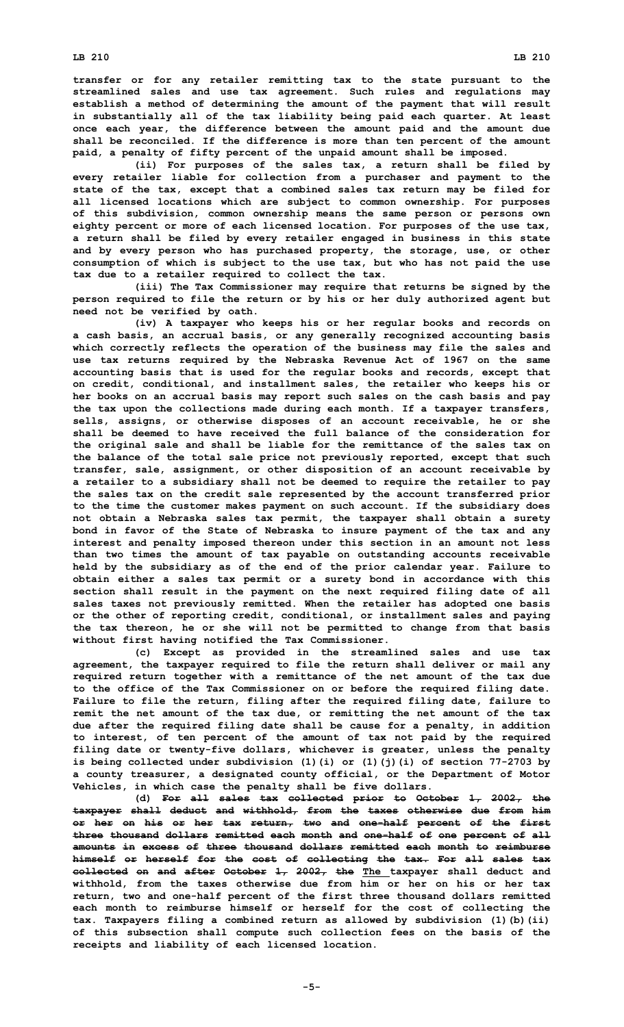**transfer or for any retailer remitting tax to the state pursuant to the streamlined sales and use tax agreement. Such rules and regulations may establish a method of determining the amount of the payment that will result in substantially all of the tax liability being paid each quarter. At least once each year, the difference between the amount paid and the amount due shall be reconciled. If the difference is more than ten percent of the amount paid, a penalty of fifty percent of the unpaid amount shall be imposed.**

**(ii) For purposes of the sales tax, a return shall be filed by every retailer liable for collection from a purchaser and payment to the state of the tax, except that a combined sales tax return may be filed for all licensed locations which are subject to common ownership. For purposes of this subdivision, common ownership means the same person or persons own eighty percent or more of each licensed location. For purposes of the use tax, a return shall be filed by every retailer engaged in business in this state and by every person who has purchased property, the storage, use, or other consumption of which is subject to the use tax, but who has not paid the use tax due to a retailer required to collect the tax.**

**(iii) The Tax Commissioner may require that returns be signed by the person required to file the return or by his or her duly authorized agent but need not be verified by oath.**

**(iv) A taxpayer who keeps his or her regular books and records on a cash basis, an accrual basis, or any generally recognized accounting basis which correctly reflects the operation of the business may file the sales and use tax returns required by the Nebraska Revenue Act of 1967 on the same accounting basis that is used for the regular books and records, except that on credit, conditional, and installment sales, the retailer who keeps his or her books on an accrual basis may report such sales on the cash basis and pay the tax upon the collections made during each month. If a taxpayer transfers, sells, assigns, or otherwise disposes of an account receivable, he or she shall be deemed to have received the full balance of the consideration for the original sale and shall be liable for the remittance of the sales tax on the balance of the total sale price not previously reported, except that such transfer, sale, assignment, or other disposition of an account receivable by a retailer to a subsidiary shall not be deemed to require the retailer to pay the sales tax on the credit sale represented by the account transferred prior to the time the customer makes payment on such account. If the subsidiary does not obtain a Nebraska sales tax permit, the taxpayer shall obtain a surety bond in favor of the State of Nebraska to insure payment of the tax and any interest and penalty imposed thereon under this section in an amount not less than two times the amount of tax payable on outstanding accounts receivable held by the subsidiary as of the end of the prior calendar year. Failure to obtain either a sales tax permit or a surety bond in accordance with this section shall result in the payment on the next required filing date of all sales taxes not previously remitted. When the retailer has adopted one basis or the other of reporting credit, conditional, or installment sales and paying the tax thereon, he or she will not be permitted to change from that basis without first having notified the Tax Commissioner.**

**(c) Except as provided in the streamlined sales and use tax agreement, the taxpayer required to file the return shall deliver or mail any required return together with a remittance of the net amount of the tax due to the office of the Tax Commissioner on or before the required filing date. Failure to file the return, filing after the required filing date, failure to remit the net amount of the tax due, or remitting the net amount of the tax due after the required filing date shall be cause for a penalty, in addition to interest, of ten percent of the amount of tax not paid by the required filing date or twenty-five dollars, whichever is greater, unless the penalty is being collected under subdivision (1)(i) or (1)(j)(i) of section 77-2703 by a county treasurer, a designated county official, or the Department of Motor Vehicles, in which case the penalty shall be five dollars.**

**(d) ~~For all sales tax collected prior to October 1, 2002, the taxpayer shall deduct and withhold, from the taxes otherwise due from him or her on his or her tax return, two and one-half percent of the first three thousand dollars remitted each month and one-half of one percent of all amounts in excess of three thousand dollars remitted each month to reimburse himself or herself for the cost of collecting the tax. For all sales tax collected on and after October 1, 2002, the~~ The taxpayer shall deduct and withhold, from the taxes otherwise due from him or her on his or her tax return, two and one-half percent of the first three thousand dollars remitted each month to reimburse himself or herself for the cost of collecting the tax. Taxpayers filing a combined return as allowed by subdivision (1)(b)(ii) of this subsection shall compute such collection fees on the basis of the receipts and liability of each licensed location.**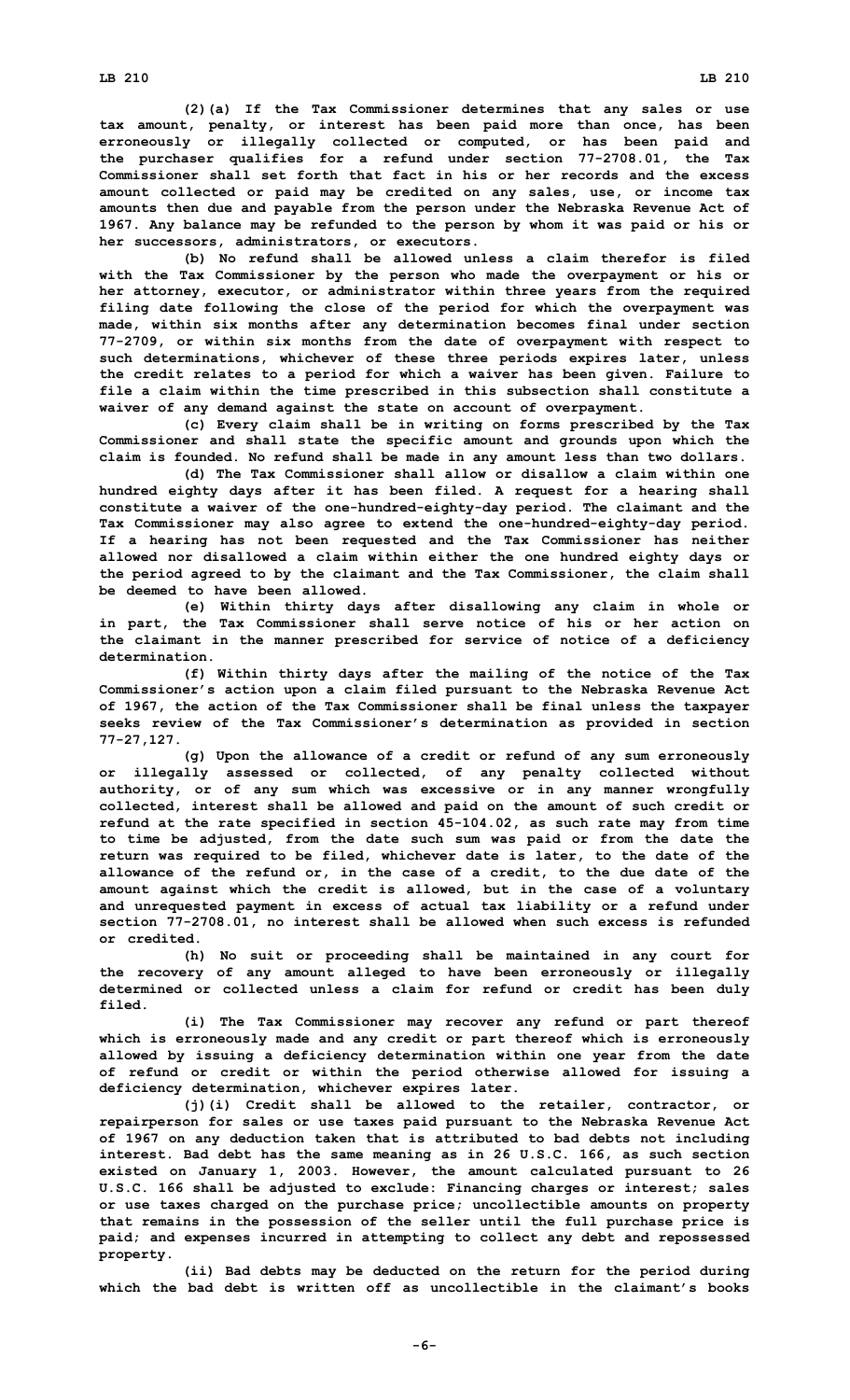(2)(a) If the Tax Commissioner determines that any sales or use tax amount, penalty, or interest has been paid more than once, has been erroneously or illegally collected or computed, or has been paid and the purchaser qualifies for a refund under section 77-2708.01, the Tax Commissioner shall set forth that fact in his or her records and the excess amount collected or paid may be credited on any sales, use, or income tax amounts then due and payable from the person under the Nebraska Revenue Act of 1967. Any balance may be refunded to the person by whom it was paid or his or her successors, administrators, or executors.

(b) No refund shall be allowed unless a claim therefor is filed with the Tax Commissioner by the person who made the overpayment or his or her attorney, executor, or administrator within three years from the required filing date following the close of the period for which the overpayment was made, within six months after any determination becomes final under section 77-2709, or within six months from the date of overpayment with respect to such determinations, whichever of these three periods expires later, unless the credit relates to a period for which a waiver has been given. Failure to file a claim within the time prescribed in this subsection shall constitute a waiver of any demand against the state on account of overpayment.

(c) Every claim shall be in writing on forms prescribed by the Tax Commissioner and shall state the specific amount and grounds upon which the claim is founded. No refund shall be made in any amount less than two dollars.

(d) The Tax Commissioner shall allow or disallow a claim within one hundred eighty days after it has been filed. A request for a hearing shall constitute a waiver of the one-hundred-eighty-day period. The claimant and the Tax Commissioner may also agree to extend the one-hundred-eighty-day period. If a hearing has not been requested and the Tax Commissioner has neither allowed nor disallowed a claim within either the one hundred eighty days or the period agreed to by the claimant and the Tax Commissioner, the claim shall be deemed to have been allowed.

(e) Within thirty days after disallowing any claim in whole or in part, the Tax Commissioner shall serve notice of his or her action on the claimant in the manner prescribed for service of notice of a deficiency determination.

(f) Within thirty days after the mailing of the notice of the Tax Commissioner's action upon a claim filed pursuant to the Nebraska Revenue Act of 1967, the action of the Tax Commissioner shall be final unless the taxpayer seeks review of the Tax Commissioner's determination as provided in section 77-27,127.

(g) Upon the allowance of a credit or refund of any sum erroneously or illegally assessed or collected, of any penalty collected without authority, or of any sum which was excessive or in any manner wrongfully collected, interest shall be allowed and paid on the amount of such credit or refund at the rate specified in section 45-104.02, as such rate may from time to time be adjusted, from the date such sum was paid or from the date the return was required to be filed, whichever date is later, to the date of the allowance of the refund or, in the case of a credit, to the due date of the amount against which the credit is allowed, but in the case of a voluntary and unrequested payment in excess of actual tax liability or a refund under section 77-2708.01, no interest shall be allowed when such excess is refunded or credited.

(h) No suit or proceeding shall be maintained in any court for the recovery of any amount alleged to have been erroneously or illegally determined or collected unless a claim for refund or credit has been duly filed.

(i) The Tax Commissioner may recover any refund or part thereof which is erroneously made and any credit or part thereof which is erroneously allowed by issuing a deficiency determination within one year from the date of refund or credit or within the period otherwise allowed for issuing a deficiency determination, whichever expires later.

(j)(i) Credit shall be allowed to the retailer, contractor, or repairperson for sales or use taxes paid pursuant to the Nebraska Revenue Act of 1967 on any deduction taken that is attributed to bad debts not including interest. Bad debt has the same meaning as in 26 U.S.C. 166, as such section existed on January 1, 2003. However, the amount calculated pursuant to 26 U.S.C. 166 shall be adjusted to exclude: Financing charges or interest; sales or use taxes charged on the purchase price; uncollectible amounts on property that remains in the possession of the seller until the full purchase price is paid; and expenses incurred in attempting to collect any debt and repossessed property.

(ii) Bad debts may be deducted on the return for the period during which the bad debt is written off as uncollectible in the claimant's books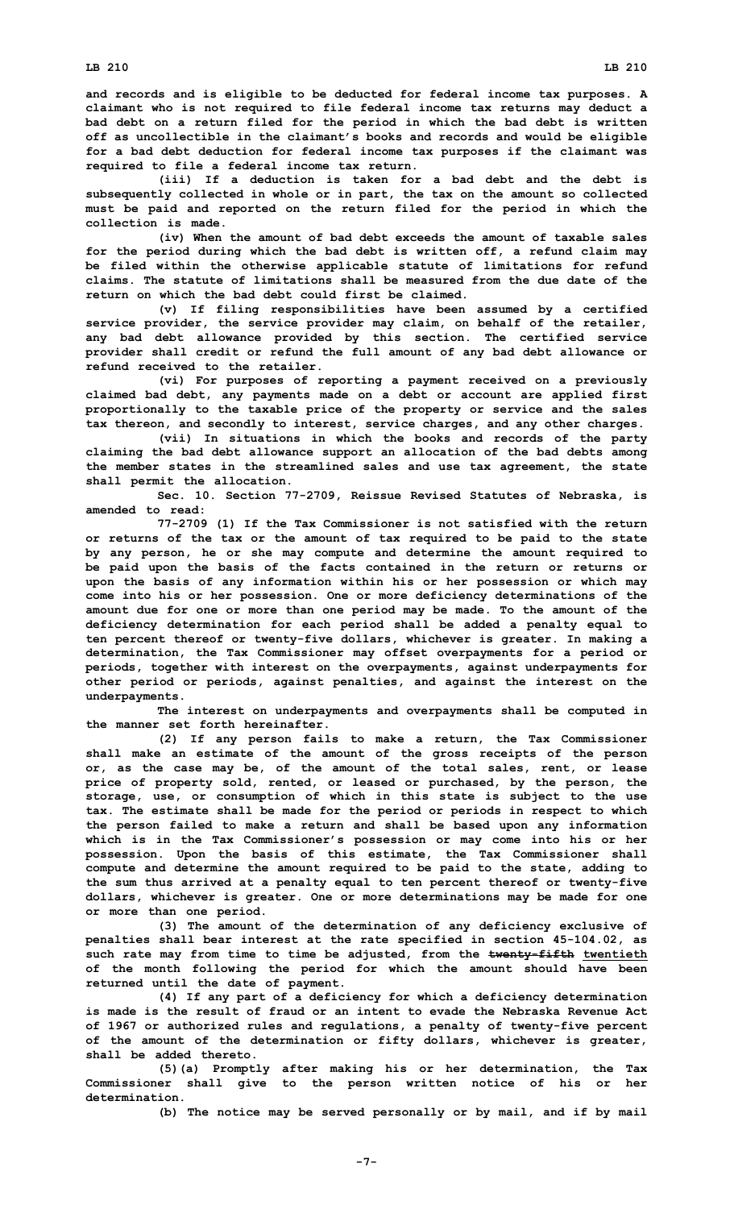and records and is eligible to be deducted for federal income tax purposes. A claimant who is not required to file federal income tax returns may deduct a bad debt on a return filed for the period in which the bad debt is written off as uncollectible in the claimant's books and records and would be eligible for a bad debt deduction for federal income tax purposes if the claimant was required to file a federal income tax return.

(iii) If a deduction is taken for a bad debt and the debt is subsequently collected in whole or in part, the tax on the amount so collected must be paid and reported on the return filed for the period in which the collection is made.

(iv) When the amount of bad debt exceeds the amount of taxable sales for the period during which the bad debt is written off, a refund claim may be filed within the otherwise applicable statute of limitations for refund claims. The statute of limitations shall be measured from the due date of the return on which the bad debt could first be claimed.

(v) If filing responsibilities have been assumed by a certified service provider, the service provider may claim, on behalf of the retailer, any bad debt allowance provided by this section. The certified service provider shall credit or refund the full amount of any bad debt allowance or refund received to the retailer.

(vi) For purposes of reporting a payment received on a previously claimed bad debt, any payments made on a debt or account are applied first proportionally to the taxable price of the property or service and the sales tax thereon, and secondly to interest, service charges, and any other charges.

(vii) In situations in which the books and records of the party claiming the bad debt allowance support an allocation of the bad debts among the member states in the streamlined sales and use tax agreement, the state shall permit the allocation.

Sec. 10. Section 77-2709, Reissue Revised Statutes of Nebraska, is amended to read:

77-2709 (1) If the Tax Commissioner is not satisfied with the return or returns of the tax or the amount of tax required to be paid to the state by any person, he or she may compute and determine the amount required to be paid upon the basis of the facts contained in the return or returns or upon the basis of any information within his or her possession or which may come into his or her possession. One or more deficiency determinations of the amount due for one or more than one period may be made. To the amount of the deficiency determination for each period shall be added a penalty equal to ten percent thereof or twenty-five dollars, whichever is greater. In making a determination, the Tax Commissioner may offset overpayments for a period or periods, together with interest on the overpayments, against underpayments for other period or periods, against penalties, and against the interest on the underpayments.

The interest on underpayments and overpayments shall be computed in the manner set forth hereinafter.

(2) If any person fails to make a return, the Tax Commissioner shall make an estimate of the amount of the gross receipts of the person or, as the case may be, of the amount of the total sales, rent, or lease price of property sold, rented, or leased or purchased, by the person, the storage, use, or consumption of which in this state is subject to the use tax. The estimate shall be made for the period or periods in respect to which the person failed to make a return and shall be based upon any information which is in the Tax Commissioner's possession or may come into his or her possession. Upon the basis of this estimate, the Tax Commissioner shall compute and determine the amount required to be paid to the state, adding to the sum thus arrived at a penalty equal to ten percent thereof or twenty-five dollars, whichever is greater. One or more determinations may be made for one or more than one period.

(3) The amount of the determination of any deficiency exclusive of penalties shall bear interest at the rate specified in section 45-104.02, as such rate may from time to time be adjusted, from the ~~twenty-fifth~~ <u>twentieth</u> of the month following the period for which the amount should have been returned until the date of payment.

(4) If any part of a deficiency for which a deficiency determination is made is the result of fraud or an intent to evade the Nebraska Revenue Act of 1967 or authorized rules and regulations, a penalty of twenty-five percent of the amount of the determination or fifty dollars, whichever is greater, shall be added thereto.

(5)(a) Promptly after making his or her determination, the Tax Commissioner shall give to the person written notice of his or her determination.

(b) The notice may be served personally or by mail, and if by mail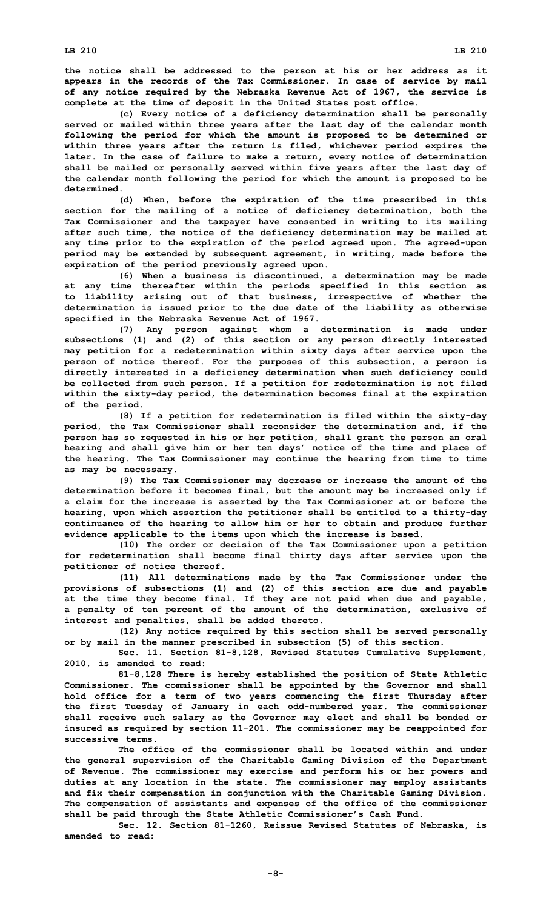**the notice shall be addressed to the person at his or her address as it appears in the records of the Tax Commissioner. In case of service by mail of any notice required by the Nebraska Revenue Act of 1967, the service is complete at the time of deposit in the United States post office.**

**(c) Every notice of a deficiency determination shall be personally served or mailed within three years after the last day of the calendar month following the period for which the amount is proposed to be determined or within three years after the return is filed, whichever period expires the later. In the case of failure to make a return, every notice of determination shall be mailed or personally served within five years after the last day of the calendar month following the period for which the amount is proposed to be determined.**

**(d) When, before the expiration of the time prescribed in this section for the mailing of a notice of deficiency determination, both the Tax Commissioner and the taxpayer have consented in writing to its mailing after such time, the notice of the deficiency determination may be mailed at any time prior to the expiration of the period agreed upon. The agreed-upon period may be extended by subsequent agreement, in writing, made before the expiration of the period previously agreed upon.**

**(6) When a business is discontinued, a determination may be made at any time thereafter within the periods specified in this section as to liability arising out of that business, irrespective of whether the determination is issued prior to the due date of the liability as otherwise specified in the Nebraska Revenue Act of 1967.**

**(7) Any person against whom a determination is made under subsections (1) and (2) of this section or any person directly interested may petition for a redetermination within sixty days after service upon the person of notice thereof. For the purposes of this subsection, a person is directly interested in a deficiency determination when such deficiency could be collected from such person. If a petition for redetermination is not filed within the sixty-day period, the determination becomes final at the expiration of the period.**

**(8) If a petition for redetermination is filed within the sixty-day period, the Tax Commissioner shall reconsider the determination and, if the person has so requested in his or her petition, shall grant the person an oral hearing and shall give him or her ten days' notice of the time and place of the hearing. The Tax Commissioner may continue the hearing from time to time as may be necessary.**

**(9) The Tax Commissioner may decrease or increase the amount of the determination before it becomes final, but the amount may be increased only if a claim for the increase is asserted by the Tax Commissioner at or before the hearing, upon which assertion the petitioner shall be entitled to a thirty-day continuance of the hearing to allow him or her to obtain and produce further evidence applicable to the items upon which the increase is based.**

**(10) The order or decision of the Tax Commissioner upon a petition for redetermination shall become final thirty days after service upon the petitioner of notice thereof.**

**(11) All determinations made by the Tax Commissioner under the provisions of subsections (1) and (2) of this section are due and payable at the time they become final. If they are not paid when due and payable, a penalty of ten percent of the amount of the determination, exclusive of interest and penalties, shall be added thereto.**

**(12) Any notice required by this section shall be served personally or by mail in the manner prescribed in subsection (5) of this section.**

**Sec. 11. Section 81-8,128, Revised Statutes Cumulative Supplement, 2010, is amended to read:**

**81-8,128 There is hereby established the position of State Athletic Commissioner. The commissioner shall be appointed by the Governor and shall hold office for a term of two years commencing the first Thursday after the first Tuesday of January in each odd-numbered year. The commissioner shall receive such salary as the Governor may elect and shall be bonded or insured as required by section 11-201. The commissioner may be reappointed for successive terms.**

**The office of the commissioner shall be located within and under the general supervision of the Charitable Gaming Division of the Department of Revenue. The commissioner may exercise and perform his or her powers and duties at any location in the state. The commissioner may employ assistants and fix their compensation in conjunction with the Charitable Gaming Division. The compensation of assistants and expenses of the office of the commissioner shall be paid through the State Athletic Commissioner's Cash Fund.**

**Sec. 12. Section 81-1260, Reissue Revised Statutes of Nebraska, is amended to read:**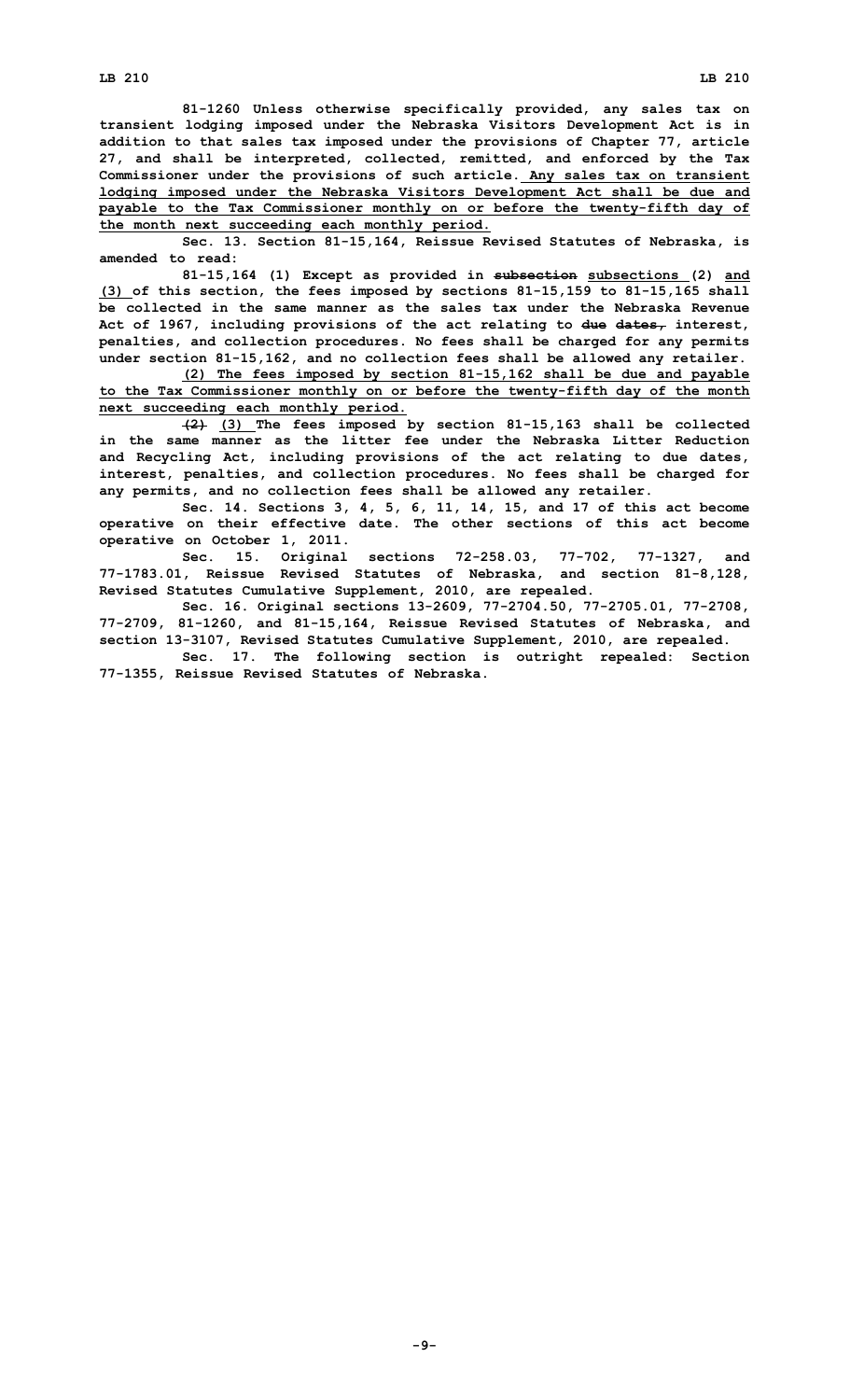**81-1260 Unless otherwise specifically provided, any sales tax on transient lodging imposed under the Nebraska Visitors Development Act is in addition to that sales tax imposed under the provisions of Chapter 77, article 27, and shall be interpreted, collected, remitted, and enforced by the Tax Commissioner under the provisions of such article. Any sales tax on transient lodging imposed under the Nebraska Visitors Development Act shall be due and payable to the Tax Commissioner monthly on or before the twenty-fifth day of the month next succeeding each monthly period.**

**Sec. 13. Section 81-15,164, Reissue Revised Statutes of Nebraska, is amended to read:**

**81-15,164 (1) Except as provided in ~~subsection~~ subsections (2) and (3) of this section, the fees imposed by sections 81-15,159 to 81-15,165 shall be collected in the same manner as the sales tax under the Nebraska Revenue Act of 1967, including provisions of the act relating to ~~due dates,~~ interest, penalties, and collection procedures. No fees shall be charged for any permits under section 81-15,162, and no collection fees shall be allowed any retailer.**

**(2) The fees imposed by section 81-15,162 shall be due and payable to the Tax Commissioner monthly on or before the twenty-fifth day of the month next succeeding each monthly period.**

**~~(2)~~ (3) The fees imposed by section 81-15,163 shall be collected in the same manner as the litter fee under the Nebraska Litter Reduction and Recycling Act, including provisions of the act relating to due dates, interest, penalties, and collection procedures. No fees shall be charged for any permits, and no collection fees shall be allowed any retailer.**

**Sec. 14. Sections 3, 4, 5, 6, 11, 14, 15, and 17 of this act become operative on their effective date. The other sections of this act become operative on October 1, 2011.**

**Sec. 15. Original sections 72-258.03, 77-702, 77-1327, and 77-1783.01, Reissue Revised Statutes of Nebraska, and section 81-8,128, Revised Statutes Cumulative Supplement, 2010, are repealed.**

**Sec. 16. Original sections 13-2609, 77-2704.50, 77-2705.01, 77-2708, 77-2709, 81-1260, and 81-15,164, Reissue Revised Statutes of Nebraska, and section 13-3107, Revised Statutes Cumulative Supplement, 2010, are repealed.**

**Sec. 17. The following section is outright repealed: Section 77-1355, Reissue Revised Statutes of Nebraska.**